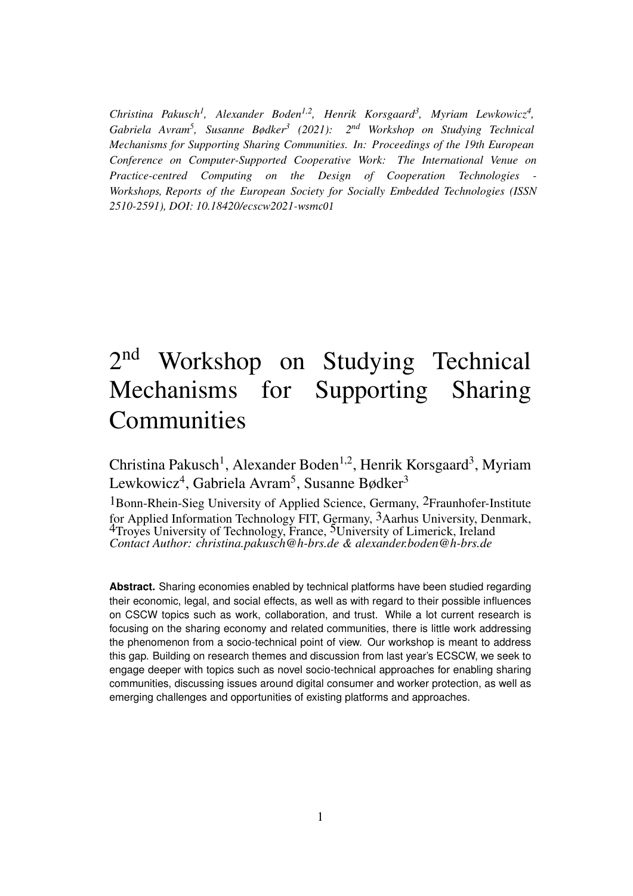*Christina Pakusch[1], Alexander Boden[1,2], Henrik Korsgaard[3], Myriam Lewkowicz[4], Gabriela Avram[5], Susanne Bødker[3] (2021): 2nd Workshop on Studying Technical Mechanisms for Supporting Sharing Communities. In: Proceedings of the 19th European Conference on Computer-Supported Cooperative Work: The International Venue on Practice-centred Computing on the Design of Cooperation Technologies - Workshops, Reports of the European Society for Socially Embedded Technologies (ISSN 2510-2591), DOI: 10.18420/ecscw2021-wsmc01*

# 2nd Workshop on Studying Technical Mechanisms for Supporting Sharing Communities

Christina Pakusch[1], Alexander Boden[1,2], Henrik Korsgaard[3], Myriam Lewkowicz[4], Gabriela Avram[5], Susanne Bødker[3]

[1]Bonn-Rhein-Sieg University of Applied Science, Germany, [2]Fraunhofer-Institute for Applied Information Technology FIT, Germany, [3]Aarhus University, Denmark, [4]Troyes University of Technology, France, [5]University of Limerick, Ireland
*Contact Author: christina.pakusch@h-brs.de & alexander.boden@h-brs.de*

**Abstract.** Sharing economies enabled by technical platforms have been studied regarding their economic, legal, and social effects, as well as with regard to their possible influences on CSCW topics such as work, collaboration, and trust. While a lot current research is focusing on the sharing economy and related communities, there is little work addressing the phenomenon from a socio-technical point of view. Our workshop is meant to address this gap. Building on research themes and discussion from last year's ECSCW, we seek to engage deeper with topics such as novel socio-technical approaches for enabling sharing communities, discussing issues around digital consumer and worker protection, as well as emerging challenges and opportunities of existing platforms and approaches.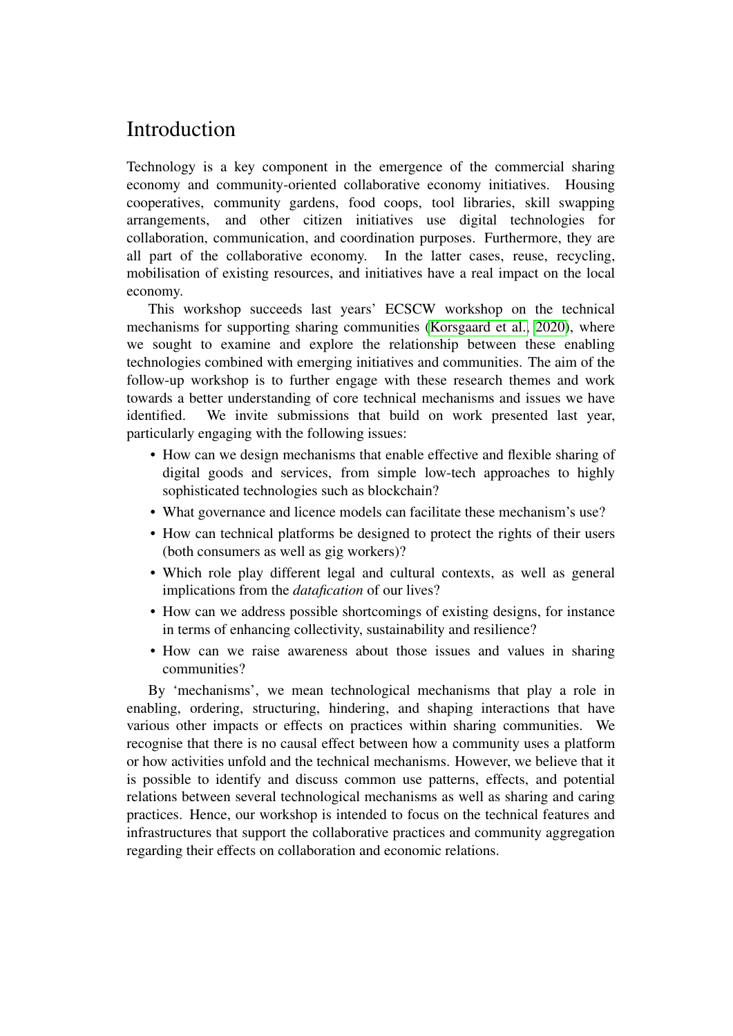# Introduction

Technology is a key component in the emergence of the commercial sharing economy and community-oriented collaborative economy initiatives. Housing cooperatives, community gardens, food coops, tool libraries, skill swapping arrangements, and other citizen initiatives use digital technologies for collaboration, communication, and coordination purposes. Furthermore, they are all part of the collaborative economy. In the latter cases, reuse, recycling, mobilisation of existing resources, and initiatives have a real impact on the local economy.

This workshop succeeds last years' ECSCW workshop on the technical mechanisms for supporting sharing communities (Korsgaard et al., 2020), where we sought to examine and explore the relationship between these enabling technologies combined with emerging initiatives and communities. The aim of the follow-up workshop is to further engage with these research themes and work towards a better understanding of core technical mechanisms and issues we have identified. We invite submissions that build on work presented last year, particularly engaging with the following issues:

- How can we design mechanisms that enable effective and flexible sharing of digital goods and services, from simple low-tech approaches to highly sophisticated technologies such as blockchain?
- What governance and licence models can facilitate these mechanism's use?
- How can technical platforms be designed to protect the rights of their users (both consumers as well as gig workers)?
- Which role play different legal and cultural contexts, as well as general implications from the *datafication* of our lives?
- How can we address possible shortcomings of existing designs, for instance in terms of enhancing collectivity, sustainability and resilience?
- How can we raise awareness about those issues and values in sharing communities?

By 'mechanisms', we mean technological mechanisms that play a role in enabling, ordering, structuring, hindering, and shaping interactions that have various other impacts or effects on practices within sharing communities. We recognise that there is no causal effect between how a community uses a platform or how activities unfold and the technical mechanisms. However, we believe that it is possible to identify and discuss common use patterns, effects, and potential relations between several technological mechanisms as well as sharing and caring practices. Hence, our workshop is intended to focus on the technical features and infrastructures that support the collaborative practices and community aggregation regarding their effects on collaboration and economic relations.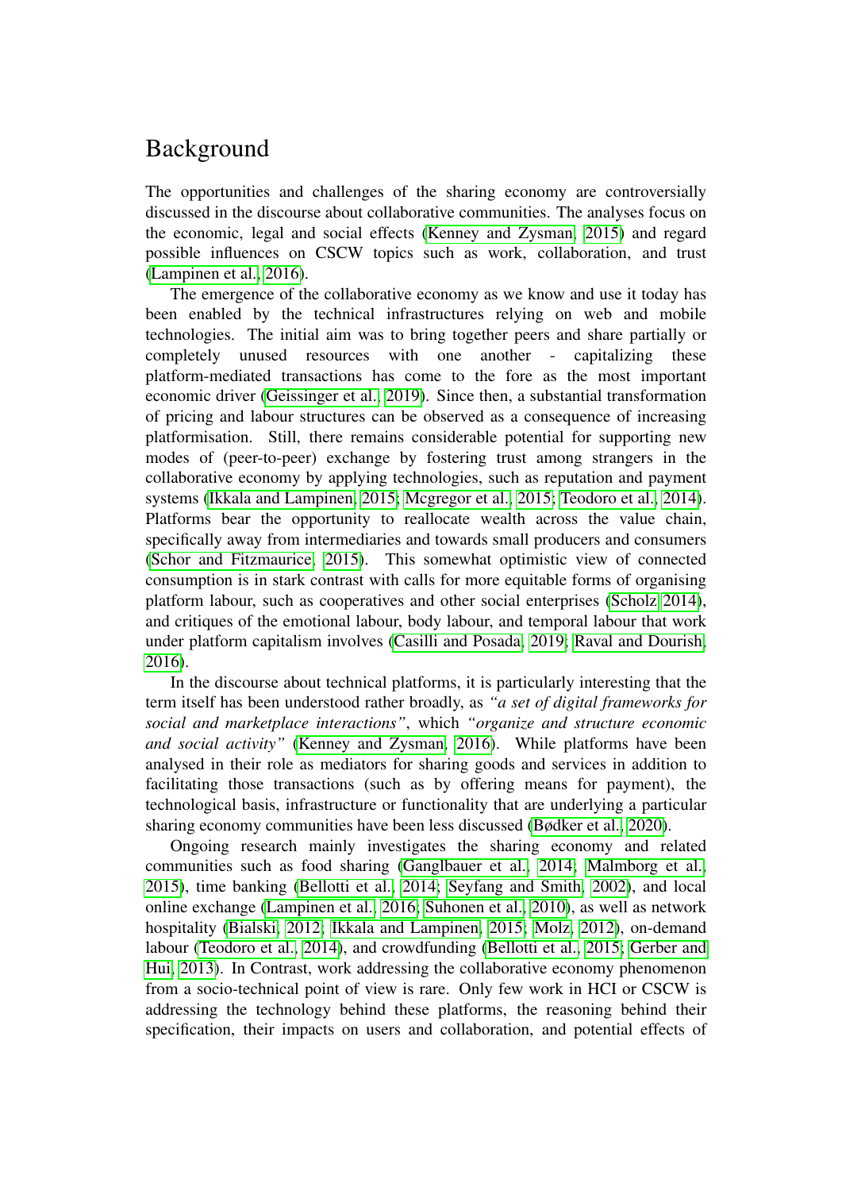# Background

The opportunities and challenges of the sharing economy are controversially discussed in the discourse about collaborative communities. The analyses focus on the economic, legal and social effects (Kenney and Zysman, 2015) and regard possible influences on CSCW topics such as work, collaboration, and trust (Lampinen et al., 2016).

The emergence of the collaborative economy as we know and use it today has been enabled by the technical infrastructures relying on web and mobile technologies. The initial aim was to bring together peers and share partially or completely unused resources with one another - capitalizing these platform-mediated transactions has come to the fore as the most important economic driver (Geissinger et al., 2019). Since then, a substantial transformation of pricing and labour structures can be observed as a consequence of increasing platformisation. Still, there remains considerable potential for supporting new modes of (peer-to-peer) exchange by fostering trust among strangers in the collaborative economy by applying technologies, such as reputation and payment systems (Ikkala and Lampinen, 2015; Mcgregor et al., 2015; Teodoro et al., 2014). Platforms bear the opportunity to reallocate wealth across the value chain, specifically away from intermediaries and towards small producers and consumers (Schor and Fitzmaurice, 2015). This somewhat optimistic view of connected consumption is in stark contrast with calls for more equitable forms of organising platform labour, such as cooperatives and other social enterprises (Scholz 2014), and critiques of the emotional labour, body labour, and temporal labour that work under platform capitalism involves (Casilli and Posada, 2019; Raval and Dourish, 2016).

In the discourse about technical platforms, it is particularly interesting that the term itself has been understood rather broadly, as *"a set of digital frameworks for social and marketplace interactions"*, which *"organize and structure economic and social activity"* (Kenney and Zysman, 2016). While platforms have been analysed in their role as mediators for sharing goods and services in addition to facilitating those transactions (such as by offering means for payment), the technological basis, infrastructure or functionality that are underlying a particular sharing economy communities have been less discussed (Bødker et al., 2020).

Ongoing research mainly investigates the sharing economy and related communities such as food sharing (Ganglbauer et al., 2014; Malmborg et al., 2015), time banking (Bellotti et al., 2014; Seyfang and Smith, 2002), and local online exchange (Lampinen et al., 2016; Suhonen et al., 2010), as well as network hospitality (Bialski, 2012; Ikkala and Lampinen, 2015; Molz, 2012), on-demand labour (Teodoro et al., 2014), and crowdfunding (Bellotti et al., 2015; Gerber and Hui, 2013). In Contrast, work addressing the collaborative economy phenomenon from a socio-technical point of view is rare. Only few work in HCI or CSCW is addressing the technology behind these platforms, the reasoning behind their specification, their impacts on users and collaboration, and potential effects of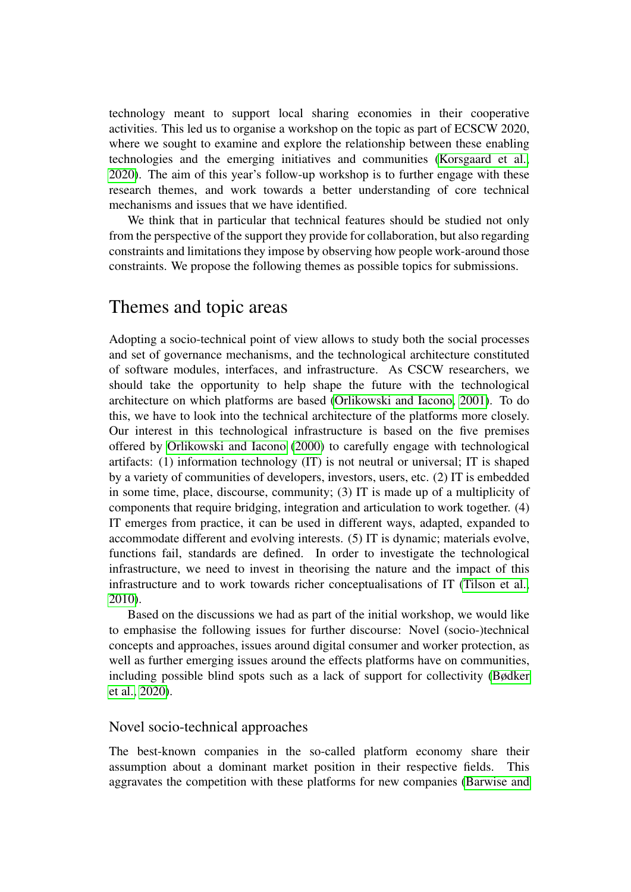technology meant to support local sharing economies in their cooperative activities. This led us to organise a workshop on the topic as part of ECSCW 2020, where we sought to examine and explore the relationship between these enabling technologies and the emerging initiatives and communities (Korsgaard et al., 2020). The aim of this year's follow-up workshop is to further engage with these research themes, and work towards a better understanding of core technical mechanisms and issues that we have identified.

We think that in particular that technical features should be studied not only from the perspective of the support they provide for collaboration, but also regarding constraints and limitations they impose by observing how people work-around those constraints. We propose the following themes as possible topics for submissions.

## Themes and topic areas

Adopting a socio-technical point of view allows to study both the social processes and set of governance mechanisms, and the technological architecture constituted of software modules, interfaces, and infrastructure. As CSCW researchers, we should take the opportunity to help shape the future with the technological architecture on which platforms are based (Orlikowski and Iacono, 2001). To do this, we have to look into the technical architecture of the platforms more closely. Our interest in this technological infrastructure is based on the five premises offered by Orlikowski and Iacono (2000) to carefully engage with technological artifacts: (1) information technology (IT) is not neutral or universal; IT is shaped by a variety of communities of developers, investors, users, etc. (2) IT is embedded in some time, place, discourse, community; (3) IT is made up of a multiplicity of components that require bridging, integration and articulation to work together. (4) IT emerges from practice, it can be used in different ways, adapted, expanded to accommodate different and evolving interests. (5) IT is dynamic; materials evolve, functions fail, standards are defined. In order to investigate the technological infrastructure, we need to invest in theorising the nature and the impact of this infrastructure and to work towards richer conceptualisations of IT (Tilson et al., 2010).

Based on the discussions we had as part of the initial workshop, we would like to emphasise the following issues for further discourse: Novel (socio-)technical concepts and approaches, issues around digital consumer and worker protection, as well as further emerging issues around the effects platforms have on communities, including possible blind spots such as a lack of support for collectivity (Bødker et al., 2020).

### Novel socio-technical approaches

The best-known companies in the so-called platform economy share their assumption about a dominant market position in their respective fields. This aggravates the competition with these platforms for new companies (Barwise and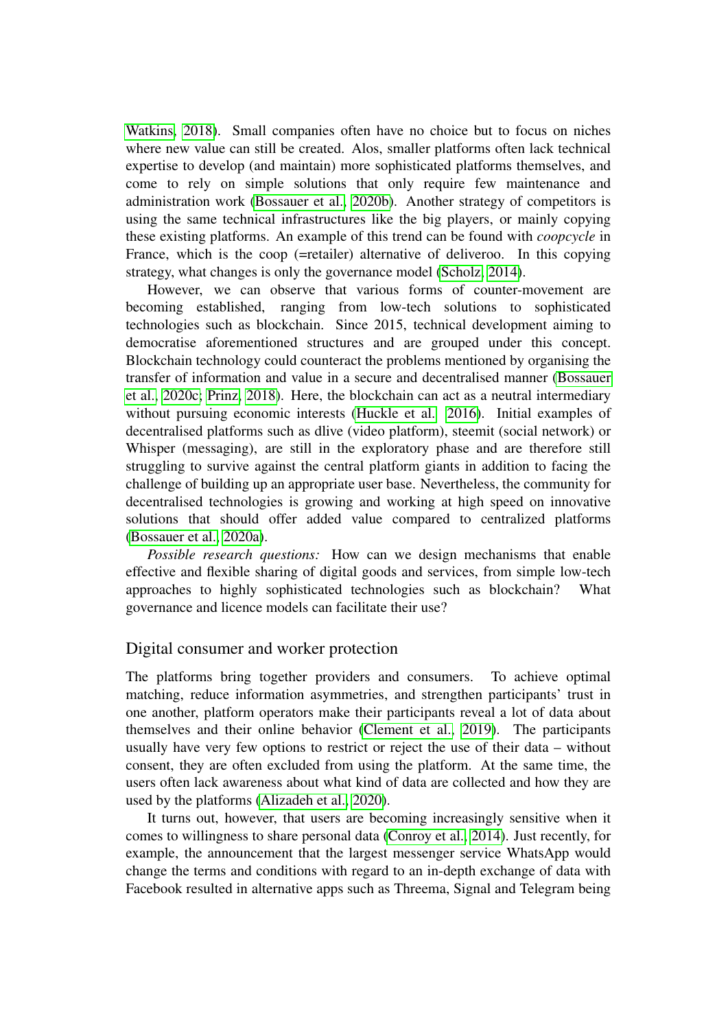Watkins, 2018). Small companies often have no choice but to focus on niches where new value can still be created. Alos, smaller platforms often lack technical expertise to develop (and maintain) more sophisticated platforms themselves, and come to rely on simple solutions that only require few maintenance and administration work (Bossauer et al., 2020b). Another strategy of competitors is using the same technical infrastructures like the big players, or mainly copying these existing platforms. An example of this trend can be found with *coopcycle* in France, which is the coop (=retailer) alternative of deliveroo. In this copying strategy, what changes is only the governance model (Scholz, 2014).

However, we can observe that various forms of counter-movement are becoming established, ranging from low-tech solutions to sophisticated technologies such as blockchain. Since 2015, technical development aiming to democratise aforementioned structures and are grouped under this concept. Blockchain technology could counteract the problems mentioned by organising the transfer of information and value in a secure and decentralised manner (Bossauer et al., 2020c; Prinz, 2018). Here, the blockchain can act as a neutral intermediary without pursuing economic interests (Huckle et al., 2016). Initial examples of decentralised platforms such as dlive (video platform), steemit (social network) or Whisper (messaging), are still in the exploratory phase and are therefore still struggling to survive against the central platform giants in addition to facing the challenge of building up an appropriate user base. Nevertheless, the community for decentralised technologies is growing and working at high speed on innovative solutions that should offer added value compared to centralized platforms (Bossauer et al., 2020a).

*Possible research questions:* How can we design mechanisms that enable effective and flexible sharing of digital goods and services, from simple low-tech approaches to highly sophisticated technologies such as blockchain? What governance and licence models can facilitate their use?

## Digital consumer and worker protection

The platforms bring together providers and consumers. To achieve optimal matching, reduce information asymmetries, and strengthen participants' trust in one another, platform operators make their participants reveal a lot of data about themselves and their online behavior (Clement et al., 2019). The participants usually have very few options to restrict or reject the use of their data – without consent, they are often excluded from using the platform. At the same time, the users often lack awareness about what kind of data are collected and how they are used by the platforms (Alizadeh et al., 2020).

It turns out, however, that users are becoming increasingly sensitive when it comes to willingness to share personal data (Conroy et al., 2014). Just recently, for example, the announcement that the largest messenger service WhatsApp would change the terms and conditions with regard to an in-depth exchange of data with Facebook resulted in alternative apps such as Threema, Signal and Telegram being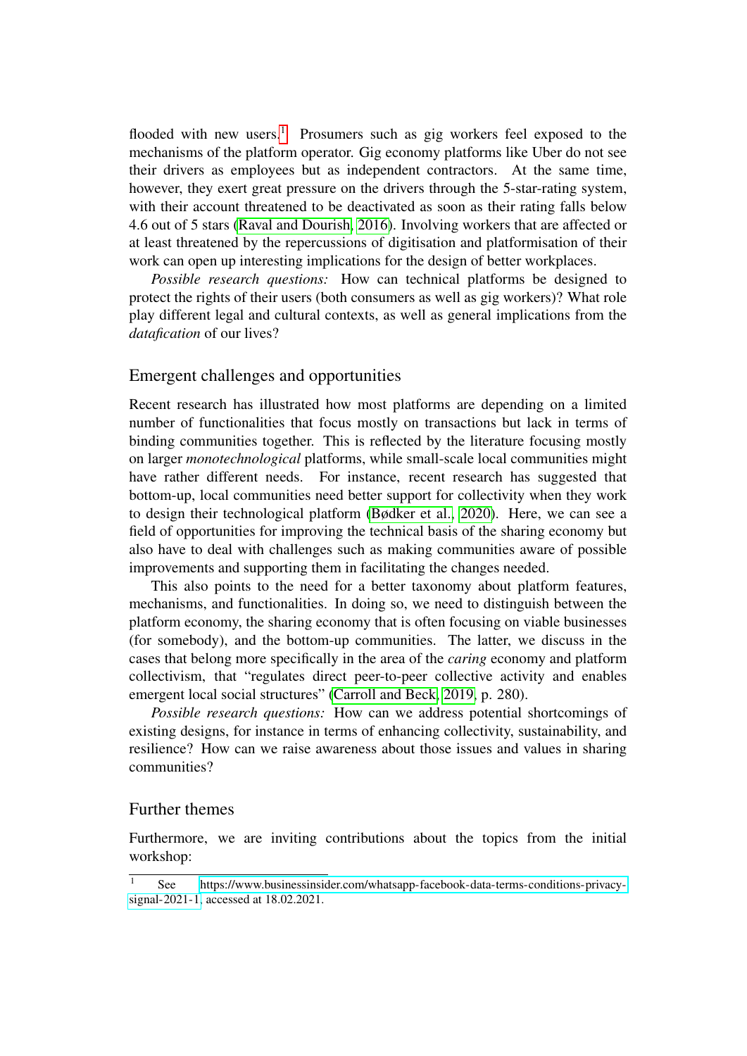flooded with new users.[1] Prosumers such as gig workers feel exposed to the mechanisms of the platform operator. Gig economy platforms like Uber do not see their drivers as employees but as independent contractors. At the same time, however, they exert great pressure on the drivers through the 5-star-rating system, with their account threatened to be deactivated as soon as their rating falls below 4.6 out of 5 stars (Raval and Dourish, 2016). Involving workers that are affected or at least threatened by the repercussions of digitisation and platformisation of their work can open up interesting implications for the design of better workplaces.

*Possible research questions:* How can technical platforms be designed to protect the rights of their users (both consumers as well as gig workers)? What role play different legal and cultural contexts, as well as general implications from the *datafication* of our lives?

## Emergent challenges and opportunities

Recent research has illustrated how most platforms are depending on a limited number of functionalities that focus mostly on transactions but lack in terms of binding communities together. This is reflected by the literature focusing mostly on larger *monotechnological* platforms, while small-scale local communities might have rather different needs. For instance, recent research has suggested that bottom-up, local communities need better support for collectivity when they work to design their technological platform (Bødker et al., 2020). Here, we can see a field of opportunities for improving the technical basis of the sharing economy but also have to deal with challenges such as making communities aware of possible improvements and supporting them in facilitating the changes needed.

This also points to the need for a better taxonomy about platform features, mechanisms, and functionalities. In doing so, we need to distinguish between the platform economy, the sharing economy that is often focusing on viable businesses (for somebody), and the bottom-up communities. The latter, we discuss in the cases that belong more specifically in the area of the *caring* economy and platform collectivism, that "regulates direct peer-to-peer collective activity and enables emergent local social structures" (Carroll and Beck, 2019, p. 280).

*Possible research questions:* How can we address potential shortcomings of existing designs, for instance in terms of enhancing collectivity, sustainability, and resilience? How can we raise awareness about those issues and values in sharing communities?

## Further themes

Furthermore, we are inviting contributions about the topics from the initial workshop:

---

[1] See https://www.businessinsider.com/whatsapp-facebook-data-terms-conditions-privacy-signal-2021-1, accessed at 18.02.2021.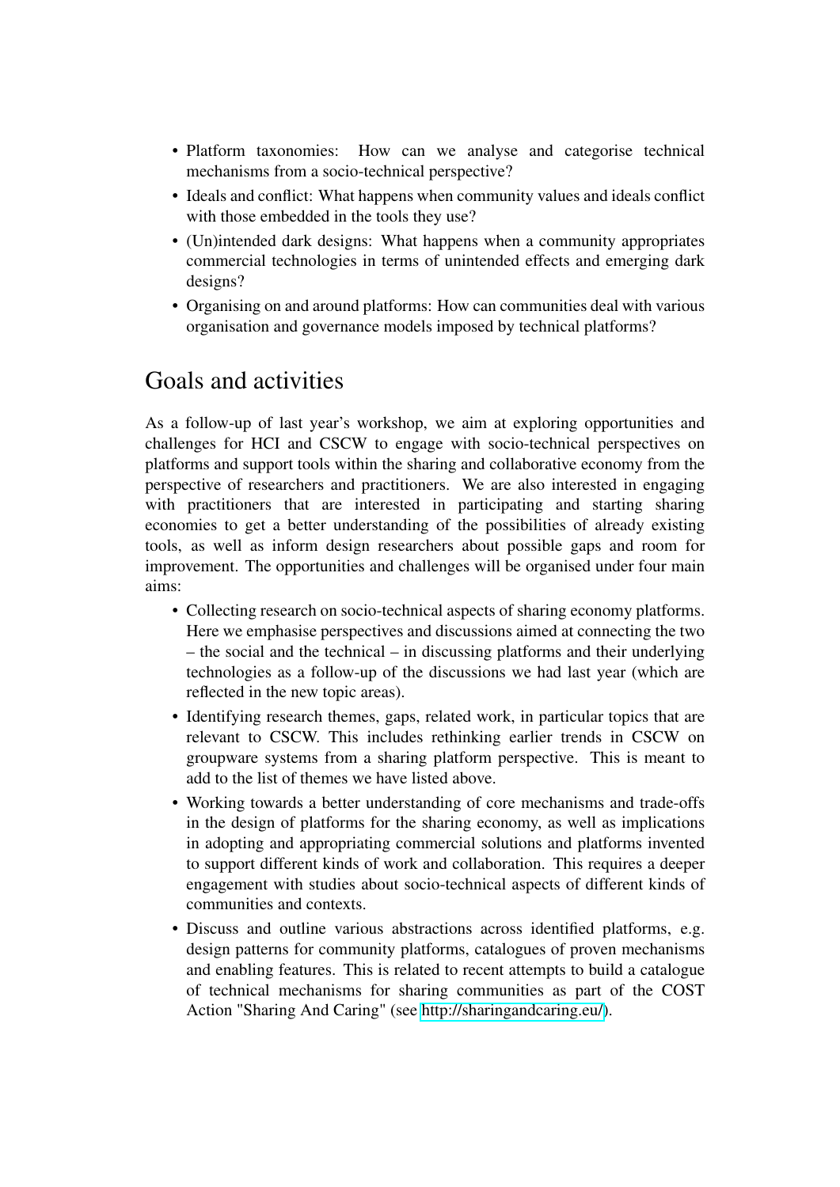- Platform taxonomies: How can we analyse and categorise technical mechanisms from a socio-technical perspective?
- Ideals and conflict: What happens when community values and ideals conflict with those embedded in the tools they use?
- (Un)intended dark designs: What happens when a community appropriates commercial technologies in terms of unintended effects and emerging dark designs?
- Organising on and around platforms: How can communities deal with various organisation and governance models imposed by technical platforms?

## Goals and activities

As a follow-up of last year's workshop, we aim at exploring opportunities and challenges for HCI and CSCW to engage with socio-technical perspectives on platforms and support tools within the sharing and collaborative economy from the perspective of researchers and practitioners. We are also interested in engaging with practitioners that are interested in participating and starting sharing economies to get a better understanding of the possibilities of already existing tools, as well as inform design researchers about possible gaps and room for improvement. The opportunities and challenges will be organised under four main aims:

- Collecting research on socio-technical aspects of sharing economy platforms. Here we emphasise perspectives and discussions aimed at connecting the two – the social and the technical – in discussing platforms and their underlying technologies as a follow-up of the discussions we had last year (which are reflected in the new topic areas).
- Identifying research themes, gaps, related work, in particular topics that are relevant to CSCW. This includes rethinking earlier trends in CSCW on groupware systems from a sharing platform perspective. This is meant to add to the list of themes we have listed above.
- Working towards a better understanding of core mechanisms and trade-offs in the design of platforms for the sharing economy, as well as implications in adopting and appropriating commercial solutions and platforms invented to support different kinds of work and collaboration. This requires a deeper engagement with studies about socio-technical aspects of different kinds of communities and contexts.
- Discuss and outline various abstractions across identified platforms, e.g. design patterns for community platforms, catalogues of proven mechanisms and enabling features. This is related to recent attempts to build a catalogue of technical mechanisms for sharing communities as part of the COST Action "Sharing And Caring" (see http://sharingandcaring.eu/).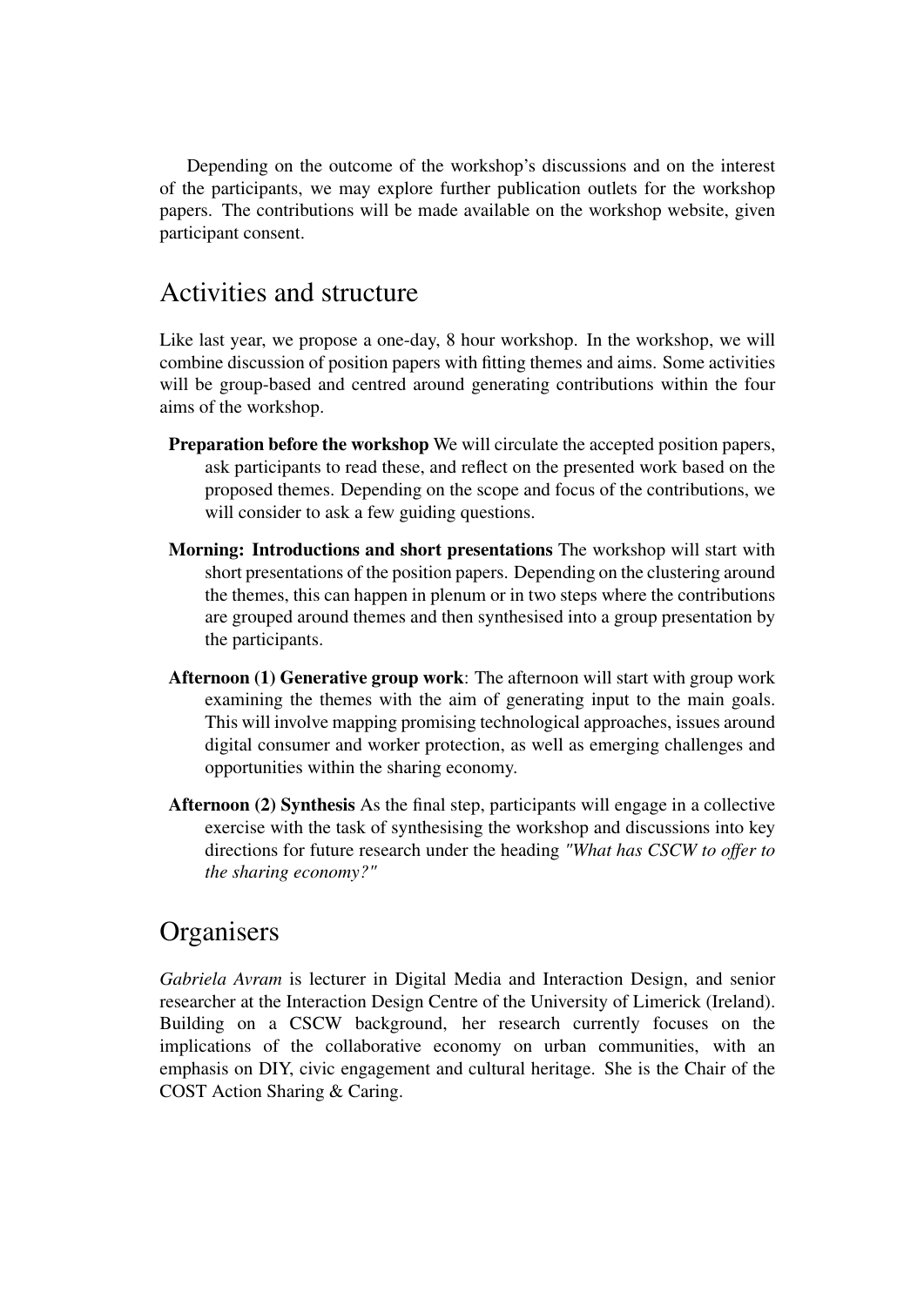Depending on the outcome of the workshop's discussions and on the interest of the participants, we may explore further publication outlets for the workshop papers. The contributions will be made available on the workshop website, given participant consent.

## Activities and structure

Like last year, we propose a one-day, 8 hour workshop. In the workshop, we will combine discussion of position papers with fitting themes and aims. Some activities will be group-based and centred around generating contributions within the four aims of the workshop.

**Preparation before the workshop** We will circulate the accepted position papers, ask participants to read these, and reflect on the presented work based on the proposed themes. Depending on the scope and focus of the contributions, we will consider to ask a few guiding questions.

**Morning: Introductions and short presentations** The workshop will start with short presentations of the position papers. Depending on the clustering around the themes, this can happen in plenum or in two steps where the contributions are grouped around themes and then synthesised into a group presentation by the participants.

**Afternoon (1) Generative group work**: The afternoon will start with group work examining the themes with the aim of generating input to the main goals. This will involve mapping promising technological approaches, issues around digital consumer and worker protection, as well as emerging challenges and opportunities within the sharing economy.

**Afternoon (2) Synthesis** As the final step, participants will engage in a collective exercise with the task of synthesising the workshop and discussions into key directions for future research under the heading *"What has CSCW to offer to the sharing economy?"*

## Organisers

*Gabriela Avram* is lecturer in Digital Media and Interaction Design, and senior researcher at the Interaction Design Centre of the University of Limerick (Ireland). Building on a CSCW background, her research currently focuses on the implications of the collaborative economy on urban communities, with an emphasis on DIY, civic engagement and cultural heritage. She is the Chair of the COST Action Sharing & Caring.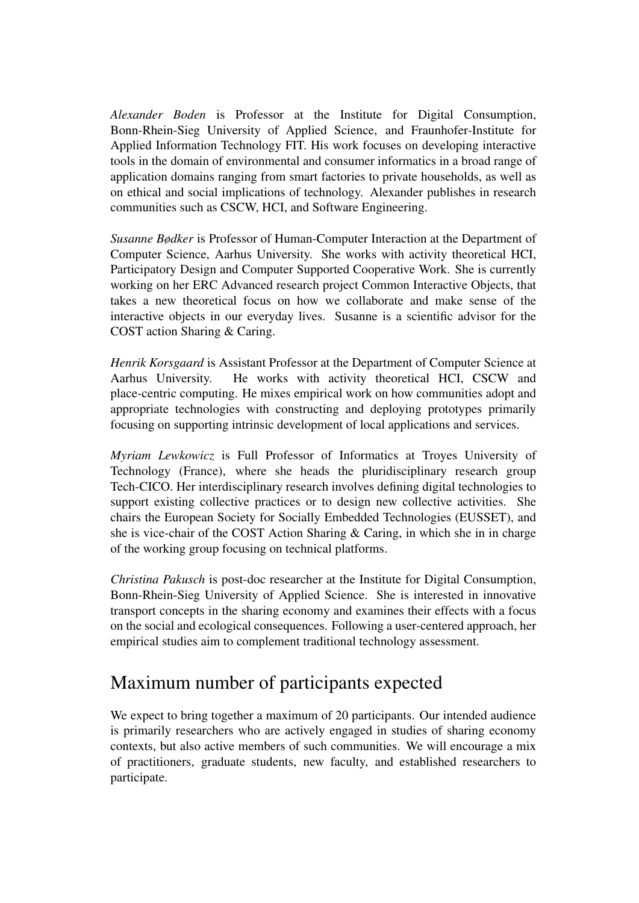*Alexander Boden* is Professor at the Institute for Digital Consumption, Bonn-Rhein-Sieg University of Applied Science, and Fraunhofer-Institute for Applied Information Technology FIT. His work focuses on developing interactive tools in the domain of environmental and consumer informatics in a broad range of application domains ranging from smart factories to private households, as well as on ethical and social implications of technology. Alexander publishes in research communities such as CSCW, HCI, and Software Engineering.

*Susanne Bødker* is Professor of Human-Computer Interaction at the Department of Computer Science, Aarhus University. She works with activity theoretical HCI, Participatory Design and Computer Supported Cooperative Work. She is currently working on her ERC Advanced research project Common Interactive Objects, that takes a new theoretical focus on how we collaborate and make sense of the interactive objects in our everyday lives. Susanne is a scientific advisor for the COST action Sharing & Caring.

*Henrik Korsgaard* is Assistant Professor at the Department of Computer Science at Aarhus University. He works with activity theoretical HCI, CSCW and place-centric computing. He mixes empirical work on how communities adopt and appropriate technologies with constructing and deploying prototypes primarily focusing on supporting intrinsic development of local applications and services.

*Myriam Lewkowicz* is Full Professor of Informatics at Troyes University of Technology (France), where she heads the pluridisciplinary research group Tech-CICO. Her interdisciplinary research involves defining digital technologies to support existing collective practices or to design new collective activities. She chairs the European Society for Socially Embedded Technologies (EUSSET), and she is vice-chair of the COST Action Sharing & Caring, in which she in in charge of the working group focusing on technical platforms.

*Christina Pakusch* is post-doc researcher at the Institute for Digital Consumption, Bonn-Rhein-Sieg University of Applied Science. She is interested in innovative transport concepts in the sharing economy and examines their effects with a focus on the social and ecological consequences. Following a user-centered approach, her empirical studies aim to complement traditional technology assessment.

# Maximum number of participants expected

We expect to bring together a maximum of 20 participants. Our intended audience is primarily researchers who are actively engaged in studies of sharing economy contexts, but also active members of such communities. We will encourage a mix of practitioners, graduate students, new faculty, and established researchers to participate.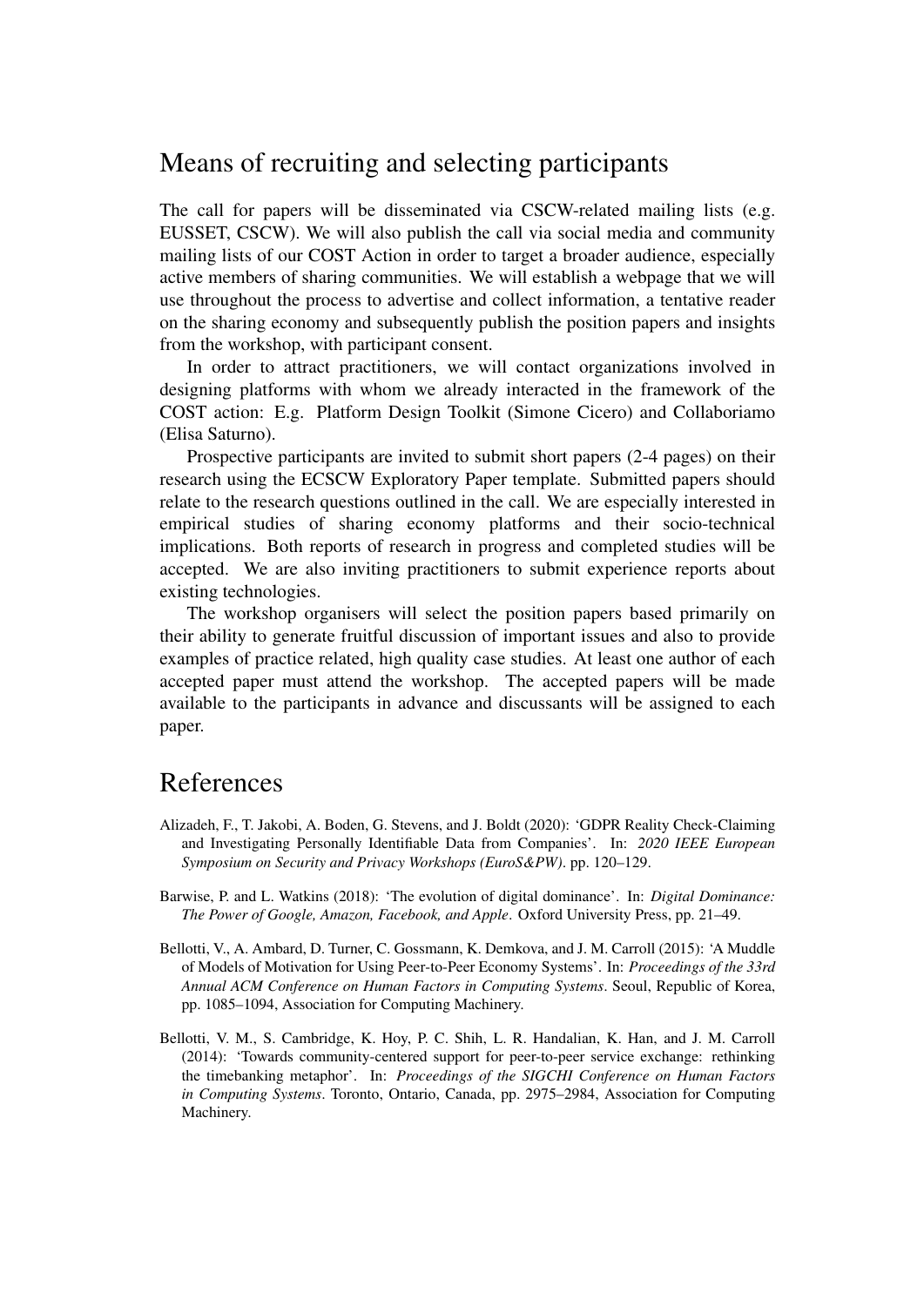## Means of recruiting and selecting participants

The call for papers will be disseminated via CSCW-related mailing lists (e.g. EUSSET, CSCW). We will also publish the call via social media and community mailing lists of our COST Action in order to target a broader audience, especially active members of sharing communities. We will establish a webpage that we will use throughout the process to advertise and collect information, a tentative reader on the sharing economy and subsequently publish the position papers and insights from the workshop, with participant consent.

In order to attract practitioners, we will contact organizations involved in designing platforms with whom we already interacted in the framework of the COST action: E.g. Platform Design Toolkit (Simone Cicero) and Collaboriamo (Elisa Saturno).

Prospective participants are invited to submit short papers (2-4 pages) on their research using the ECSCW Exploratory Paper template. Submitted papers should relate to the research questions outlined in the call. We are especially interested in empirical studies of sharing economy platforms and their socio-technical implications. Both reports of research in progress and completed studies will be accepted. We are also inviting practitioners to submit experience reports about existing technologies.

The workshop organisers will select the position papers based primarily on their ability to generate fruitful discussion of important issues and also to provide examples of practice related, high quality case studies. At least one author of each accepted paper must attend the workshop. The accepted papers will be made available to the participants in advance and discussants will be assigned to each paper.

## References

Alizadeh, F., T. Jakobi, A. Boden, G. Stevens, and J. Boldt (2020): 'GDPR Reality Check-Claiming and Investigating Personally Identifiable Data from Companies'. In: *2020 IEEE European Symposium on Security and Privacy Workshops (EuroS&PW)*. pp. 120–129.

Barwise, P. and L. Watkins (2018): 'The evolution of digital dominance'. In: *Digital Dominance: The Power of Google, Amazon, Facebook, and Apple*. Oxford University Press, pp. 21–49.

Bellotti, V., A. Ambard, D. Turner, C. Gossmann, K. Demkova, and J. M. Carroll (2015): 'A Muddle of Models of Motivation for Using Peer-to-Peer Economy Systems'. In: *Proceedings of the 33rd Annual ACM Conference on Human Factors in Computing Systems*. Seoul, Republic of Korea, pp. 1085–1094, Association for Computing Machinery.

Bellotti, V. M., S. Cambridge, K. Hoy, P. C. Shih, L. R. Handalian, K. Han, and J. M. Carroll (2014): 'Towards community-centered support for peer-to-peer service exchange: rethinking the timebanking metaphor'. In: *Proceedings of the SIGCHI Conference on Human Factors in Computing Systems*. Toronto, Ontario, Canada, pp. 2975–2984, Association for Computing Machinery.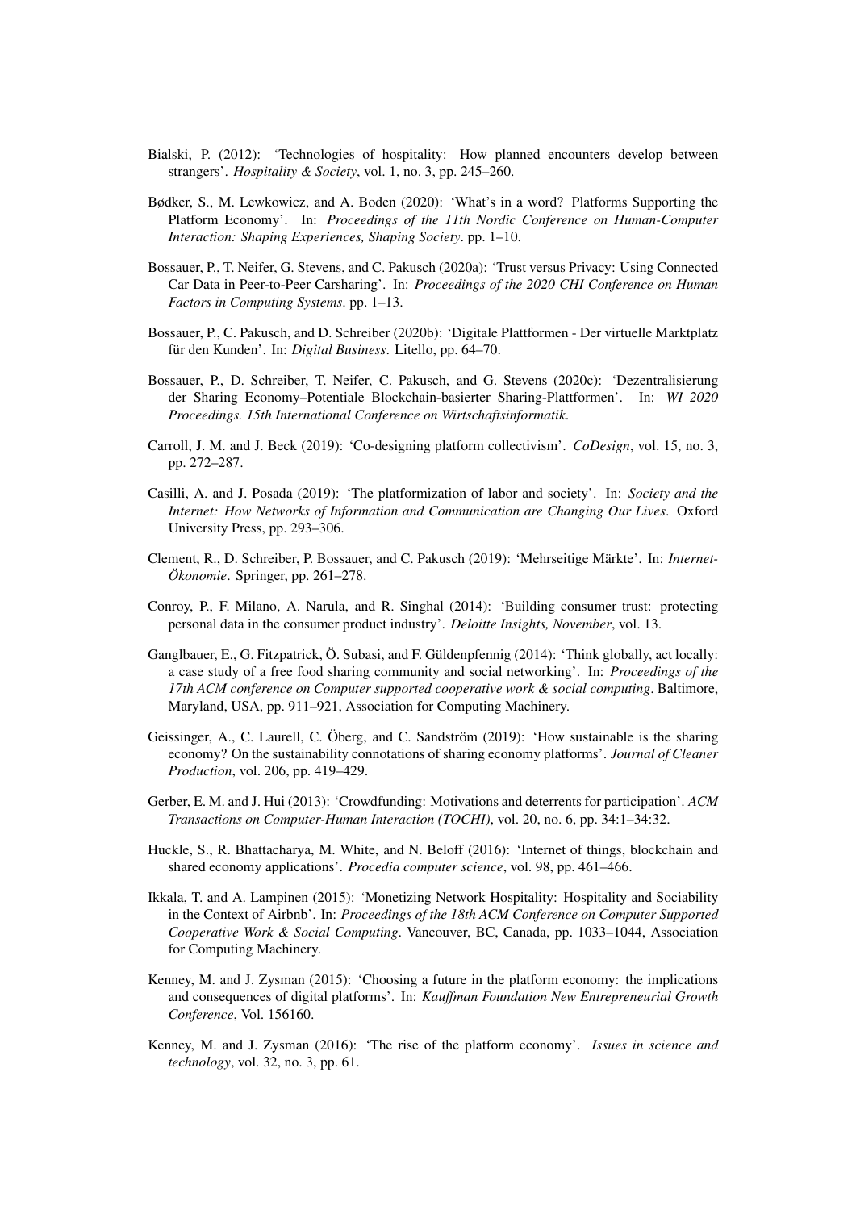Bialski, P. (2012): 'Technologies of hospitality: How planned encounters develop between strangers'. *Hospitality & Society*, vol. 1, no. 3, pp. 245–260.

Bødker, S., M. Lewkowicz, and A. Boden (2020): 'What's in a word? Platforms Supporting the Platform Economy'. In: *Proceedings of the 11th Nordic Conference on Human-Computer Interaction: Shaping Experiences, Shaping Society*. pp. 1–10.

Bossauer, P., T. Neifer, G. Stevens, and C. Pakusch (2020a): 'Trust versus Privacy: Using Connected Car Data in Peer-to-Peer Carsharing'. In: *Proceedings of the 2020 CHI Conference on Human Factors in Computing Systems*. pp. 1–13.

Bossauer, P., C. Pakusch, and D. Schreiber (2020b): 'Digitale Plattformen - Der virtuelle Marktplatz für den Kunden'. In: *Digital Business*. Litello, pp. 64–70.

Bossauer, P., D. Schreiber, T. Neifer, C. Pakusch, and G. Stevens (2020c): 'Dezentralisierung der Sharing Economy–Potentiale Blockchain-basierter Sharing-Plattformen'. In: *WI 2020 Proceedings. 15th International Conference on Wirtschaftsinformatik*.

Carroll, J. M. and J. Beck (2019): 'Co-designing platform collectivism'. *CoDesign*, vol. 15, no. 3, pp. 272–287.

Casilli, A. and J. Posada (2019): 'The platformization of labor and society'. In: *Society and the Internet: How Networks of Information and Communication are Changing Our Lives*. Oxford University Press, pp. 293–306.

Clement, R., D. Schreiber, P. Bossauer, and C. Pakusch (2019): 'Mehrseitige Märkte'. In: *Internet-Ökonomie*. Springer, pp. 261–278.

Conroy, P., F. Milano, A. Narula, and R. Singhal (2014): 'Building consumer trust: protecting personal data in the consumer product industry'. *Deloitte Insights, November*, vol. 13.

Ganglbauer, E., G. Fitzpatrick, Ö. Subasi, and F. Güldenpfennig (2014): 'Think globally, act locally: a case study of a free food sharing community and social networking'. In: *Proceedings of the 17th ACM conference on Computer supported cooperative work & social computing*. Baltimore, Maryland, USA, pp. 911–921, Association for Computing Machinery.

Geissinger, A., C. Laurell, C. Öberg, and C. Sandström (2019): 'How sustainable is the sharing economy? On the sustainability connotations of sharing economy platforms'. *Journal of Cleaner Production*, vol. 206, pp. 419–429.

Gerber, E. M. and J. Hui (2013): 'Crowdfunding: Motivations and deterrents for participation'. *ACM Transactions on Computer-Human Interaction (TOCHI)*, vol. 20, no. 6, pp. 34:1–34:32.

Huckle, S., R. Bhattacharya, M. White, and N. Beloff (2016): 'Internet of things, blockchain and shared economy applications'. *Procedia computer science*, vol. 98, pp. 461–466.

Ikkala, T. and A. Lampinen (2015): 'Monetizing Network Hospitality: Hospitality and Sociability in the Context of Airbnb'. In: *Proceedings of the 18th ACM Conference on Computer Supported Cooperative Work & Social Computing*. Vancouver, BC, Canada, pp. 1033–1044, Association for Computing Machinery.

Kenney, M. and J. Zysman (2015): 'Choosing a future in the platform economy: the implications and consequences of digital platforms'. In: *Kauffman Foundation New Entrepreneurial Growth Conference*, Vol. 156160.

Kenney, M. and J. Zysman (2016): 'The rise of the platform economy'. *Issues in science and technology*, vol. 32, no. 3, pp. 61.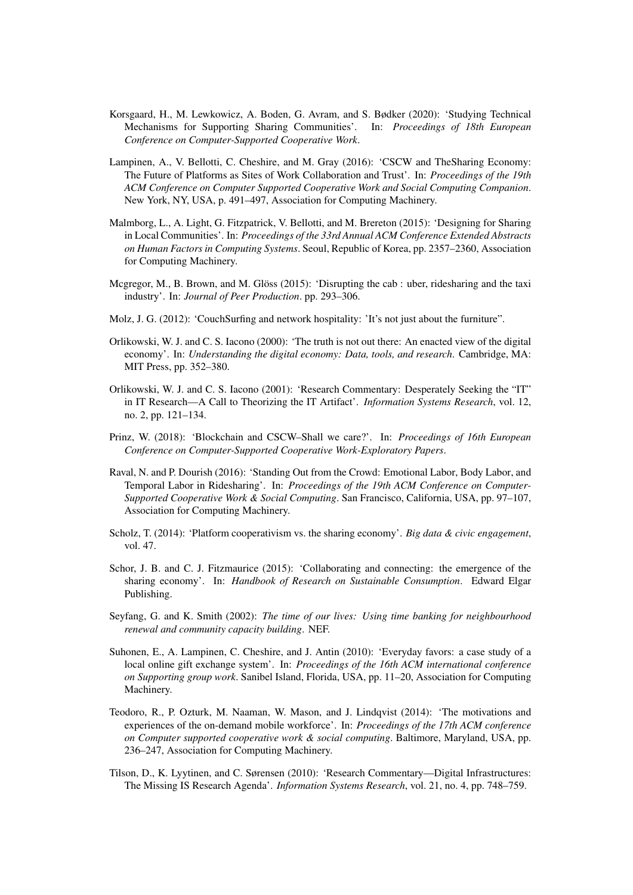Korsgaard, H., M. Lewkowicz, A. Boden, G. Avram, and S. Bødker (2020): 'Studying Technical Mechanisms for Supporting Sharing Communities'. In: *Proceedings of 18th European Conference on Computer-Supported Cooperative Work*.

Lampinen, A., V. Bellotti, C. Cheshire, and M. Gray (2016): 'CSCW and TheSharing Economy: The Future of Platforms as Sites of Work Collaboration and Trust'. In: *Proceedings of the 19th ACM Conference on Computer Supported Cooperative Work and Social Computing Companion*. New York, NY, USA, p. 491–497, Association for Computing Machinery.

Malmborg, L., A. Light, G. Fitzpatrick, V. Bellotti, and M. Brereton (2015): 'Designing for Sharing in Local Communities'. In: *Proceedings of the 33rd Annual ACM Conference Extended Abstracts on Human Factors in Computing Systems*. Seoul, Republic of Korea, pp. 2357–2360, Association for Computing Machinery.

Mcgregor, M., B. Brown, and M. Glöss (2015): 'Disrupting the cab : uber, ridesharing and the taxi industry'. In: *Journal of Peer Production*. pp. 293–306.

Molz, J. G. (2012): 'CouchSurfing and network hospitality: 'It's not just about the furniture''.

Orlikowski, W. J. and C. S. Iacono (2000): 'The truth is not out there: An enacted view of the digital economy'. In: *Understanding the digital economy: Data, tools, and research*. Cambridge, MA: MIT Press, pp. 352–380.

Orlikowski, W. J. and C. S. Iacono (2001): 'Research Commentary: Desperately Seeking the "IT" in IT Research—A Call to Theorizing the IT Artifact'. *Information Systems Research*, vol. 12, no. 2, pp. 121–134.

Prinz, W. (2018): 'Blockchain and CSCW–Shall we care?'. In: *Proceedings of 16th European Conference on Computer-Supported Cooperative Work-Exploratory Papers*.

Raval, N. and P. Dourish (2016): 'Standing Out from the Crowd: Emotional Labor, Body Labor, and Temporal Labor in Ridesharing'. In: *Proceedings of the 19th ACM Conference on Computer-Supported Cooperative Work & Social Computing*. San Francisco, California, USA, pp. 97–107, Association for Computing Machinery.

Scholz, T. (2014): 'Platform cooperativism vs. the sharing economy'. *Big data & civic engagement*, vol. 47.

Schor, J. B. and C. J. Fitzmaurice (2015): 'Collaborating and connecting: the emergence of the sharing economy'. In: *Handbook of Research on Sustainable Consumption*. Edward Elgar Publishing.

Seyfang, G. and K. Smith (2002): *The time of our lives: Using time banking for neighbourhood renewal and community capacity building*. NEF.

Suhonen, E., A. Lampinen, C. Cheshire, and J. Antin (2010): 'Everyday favors: a case study of a local online gift exchange system'. In: *Proceedings of the 16th ACM international conference on Supporting group work*. Sanibel Island, Florida, USA, pp. 11–20, Association for Computing Machinery.

Teodoro, R., P. Ozturk, M. Naaman, W. Mason, and J. Lindqvist (2014): 'The motivations and experiences of the on-demand mobile workforce'. In: *Proceedings of the 17th ACM conference on Computer supported cooperative work & social computing*. Baltimore, Maryland, USA, pp. 236–247, Association for Computing Machinery.

Tilson, D., K. Lyytinen, and C. Sørensen (2010): 'Research Commentary—Digital Infrastructures: The Missing IS Research Agenda'. *Information Systems Research*, vol. 21, no. 4, pp. 748–759.